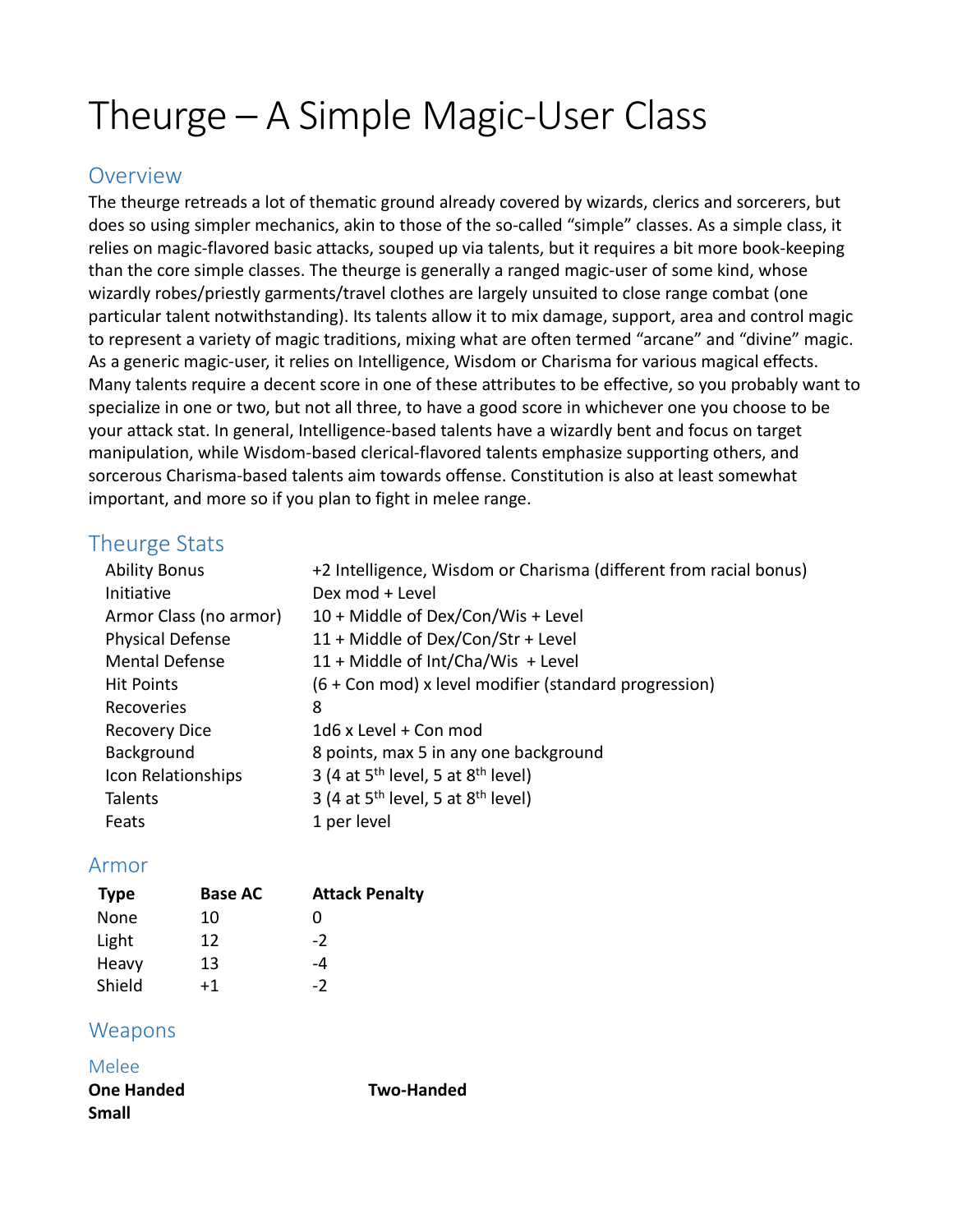# Theurge – A Simple Magic-User Class

## Overview

The theurge retreads a lot of thematic ground already covered by wizards, clerics and sorcerers, but does so using simpler mechanics, akin to those of the so-called "simple" classes. As a simple class, it relies on magic-flavored basic attacks, souped up via talents, but it requires a bit more book-keeping than the core simple classes. The theurge is generally a ranged magic-user of some kind, whose wizardly robes/priestly garments/travel clothes are largely unsuited to close range combat (one particular talent notwithstanding). Its talents allow it to mix damage, support, area and control magic to represent a variety of magic traditions, mixing what are often termed "arcane" and "divine" magic. As a generic magic-user, it relies on Intelligence, Wisdom or Charisma for various magical effects. Many talents require a decent score in one of these attributes to be effective, so you probably want to specialize in one or two, but not all three, to have a good score in whichever one you choose to be your attack stat. In general, Intelligence-based talents have a wizardly bent and focus on target manipulation, while Wisdom-based clerical-flavored talents emphasize supporting others, and sorcerous Charisma-based talents aim towards offense. Constitution is also at least somewhat important, and more so if you plan to fight in melee range.

## Theurge Stats

| | |
|---|---|
| Ability Bonus | +2 Intelligence, Wisdom or Charisma (different from racial bonus) |
| Initiative | Dex mod + Level |
| Armor Class (no armor) | 10 + Middle of Dex/Con/Wis + Level |
| Physical Defense | 11 + Middle of Dex/Con/Str + Level |
| Mental Defense | 11 + Middle of Int/Cha/Wis + Level |
| Hit Points | (6 + Con mod) x level modifier (standard progression) |
| Recoveries | 8 |
| Recovery Dice | 1d6 x Level + Con mod |
| Background | 8 points, max 5 in any one background |
| Icon Relationships | 3 (4 at 5th level, 5 at 8th level) |
| Talents | 3 (4 at 5th level, 5 at 8th level) |
| Feats | 1 per level |

## Armor

| Type | Base AC | Attack Penalty |
|---|---|---|
| None | 10 | 0 |
| Light | 12 | -2 |
| Heavy | 13 | -4 |
| Shield | +1 | -2 |

## Weapons

### Melee

**One Handed** **Two-Handed**

**Small**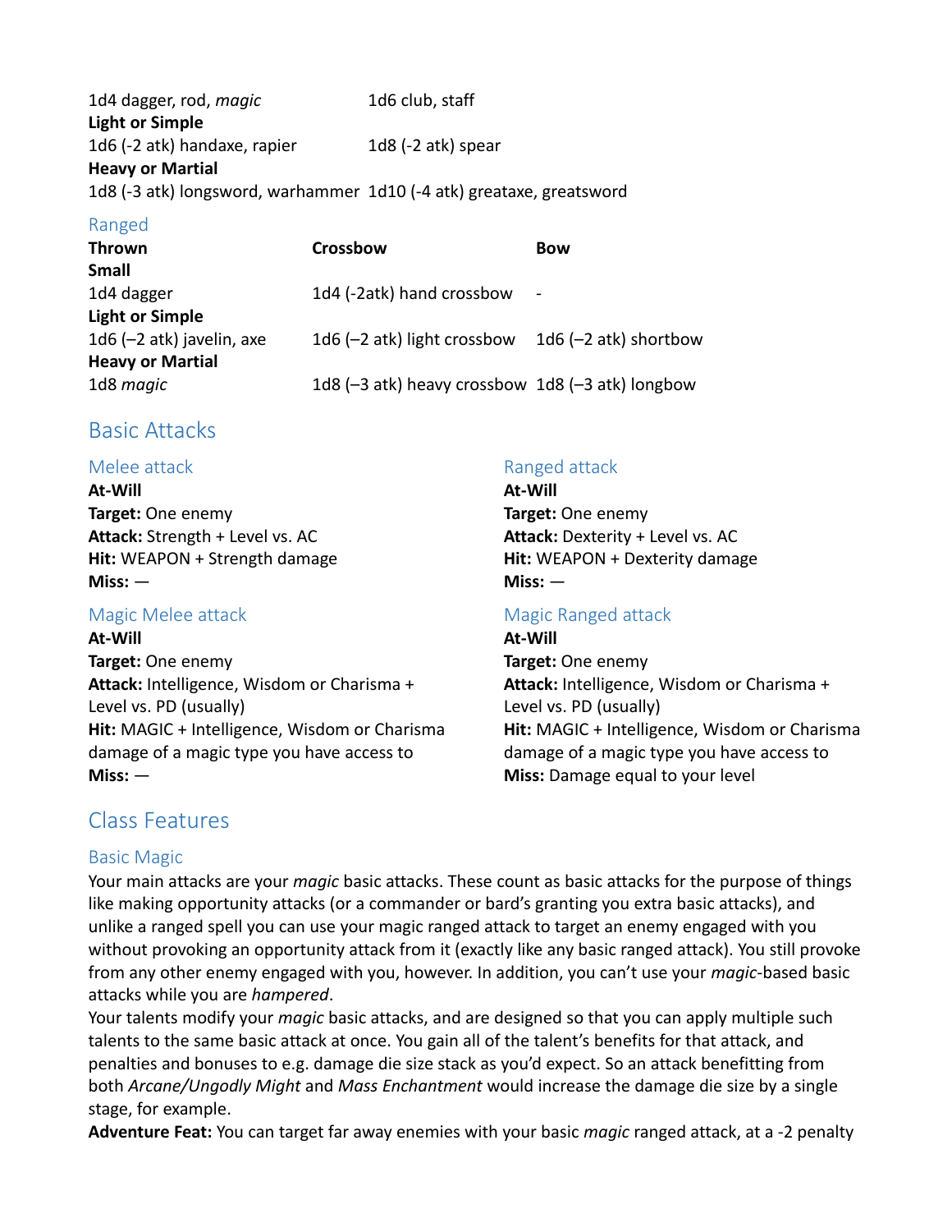| | |
|---|---|
| 1d4 dagger, rod, *magic* | 1d6 club, staff |
| **Light or Simple** | |
| 1d6 (-2 atk) handaxe, rapier | 1d8 (-2 atk) spear |
| **Heavy or Martial** | |
| 1d8 (-3 atk) longsword, warhammer | 1d10 (-4 atk) greataxe, greatsword |

### Ranged

| Thrown | Crossbow | Bow |
|---|---|---|
| **Small** | | |
| 1d4 dagger | 1d4 (-2atk) hand crossbow | - |
| **Light or Simple** | | |
| 1d6 (–2 atk) javelin, axe | 1d6 (–2 atk) light crossbow | 1d6 (–2 atk) shortbow |
| **Heavy or Martial** | | |
| 1d8 *magic* | 1d8 (–3 atk) heavy crossbow | 1d8 (–3 atk) longbow |

## Basic Attacks

### Melee attack

**At-Will**
**Target:** One enemy
**Attack:** Strength + Level vs. AC
**Hit:** WEAPON + Strength damage
**Miss:** —

### Magic Melee attack

**At-Will**
**Target:** One enemy
**Attack:** Intelligence, Wisdom or Charisma + Level vs. PD (usually)
**Hit:** MAGIC + Intelligence, Wisdom or Charisma damage of a magic type you have access to
**Miss:** —

### Ranged attack

**At-Will**
**Target:** One enemy
**Attack:** Dexterity + Level vs. AC
**Hit:** WEAPON + Dexterity damage
**Miss:** —

### Magic Ranged attack

**At-Will**
**Target:** One enemy
**Attack:** Intelligence, Wisdom or Charisma + Level vs. PD (usually)
**Hit:** MAGIC + Intelligence, Wisdom or Charisma damage of a magic type you have access to
**Miss:** Damage equal to your level

## Class Features

### Basic Magic

Your main attacks are your *magic* basic attacks. These count as basic attacks for the purpose of things like making opportunity attacks (or a commander or bard's granting you extra basic attacks), and unlike a ranged spell you can use your magic ranged attack to target an enemy engaged with you without provoking an opportunity attack from it (exactly like any basic ranged attack). You still provoke from any other enemy engaged with you, however. In addition, you can't use your *magic*-based basic attacks while you are *hampered*.

Your talents modify your *magic* basic attacks, and are designed so that you can apply multiple such talents to the same basic attack at once. You gain all of the talent's benefits for that attack, and penalties and bonuses to e.g. damage die size stack as you'd expect. So an attack benefitting from both *Arcane/Ungodly Might* and *Mass Enchantment* would increase the damage die size by a single stage, for example.

**Adventure Feat:** You can target far away enemies with your basic *magic* ranged attack, at a -2 penalty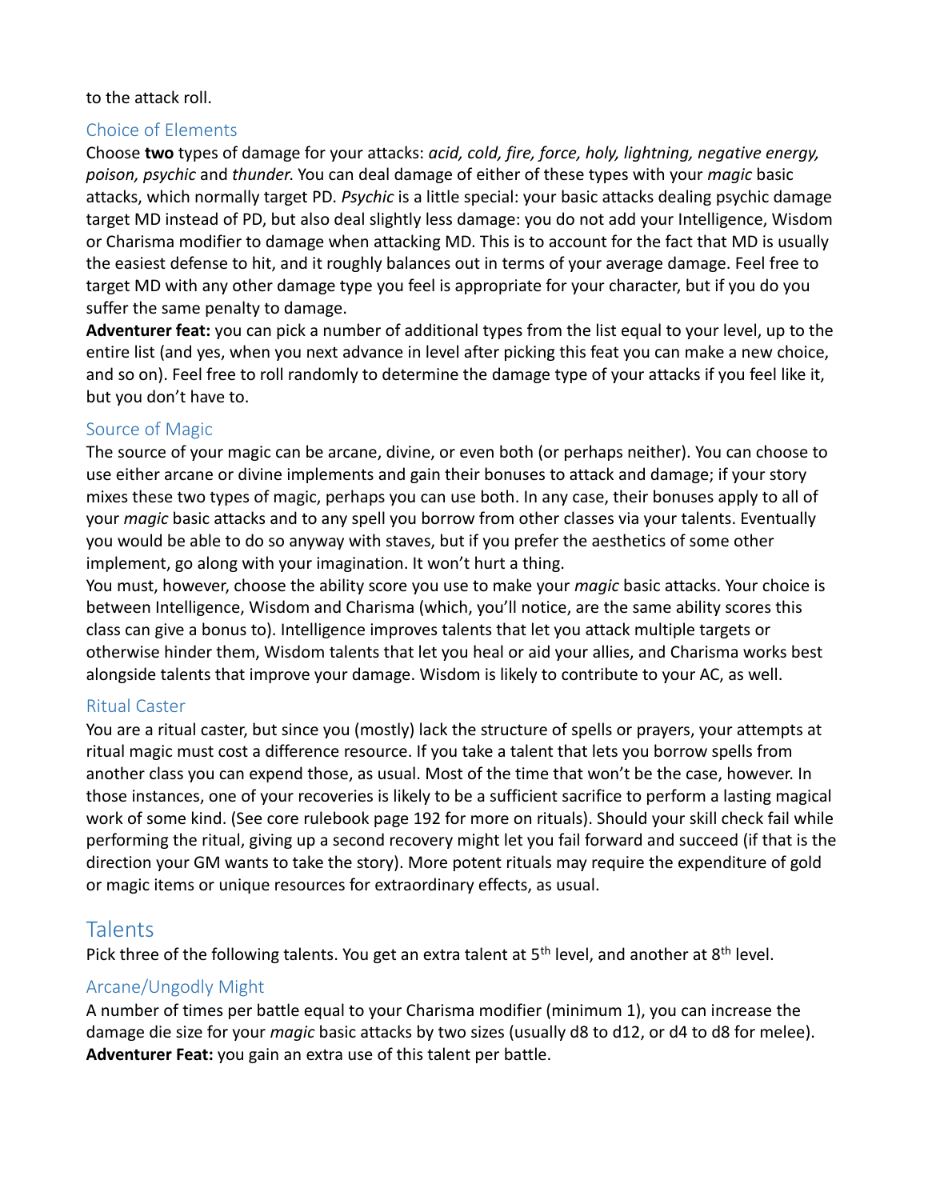to the attack roll.

### Choice of Elements

Choose **two** types of damage for your attacks: *acid, cold, fire, force, holy, lightning, negative energy, poison, psychic* and *thunder.* You can deal damage of either of these types with your *magic* basic attacks, which normally target PD. *Psychic* is a little special: your basic attacks dealing psychic damage target MD instead of PD, but also deal slightly less damage: you do not add your Intelligence, Wisdom or Charisma modifier to damage when attacking MD. This is to account for the fact that MD is usually the easiest defense to hit, and it roughly balances out in terms of your average damage. Feel free to target MD with any other damage type you feel is appropriate for your character, but if you do you suffer the same penalty to damage.

**Adventurer feat:** you can pick a number of additional types from the list equal to your level, up to the entire list (and yes, when you next advance in level after picking this feat you can make a new choice, and so on). Feel free to roll randomly to determine the damage type of your attacks if you feel like it, but you don't have to.

### Source of Magic

The source of your magic can be arcane, divine, or even both (or perhaps neither). You can choose to use either arcane or divine implements and gain their bonuses to attack and damage; if your story mixes these two types of magic, perhaps you can use both. In any case, their bonuses apply to all of your *magic* basic attacks and to any spell you borrow from other classes via your talents. Eventually you would be able to do so anyway with staves, but if you prefer the aesthetics of some other implement, go along with your imagination. It won't hurt a thing.

You must, however, choose the ability score you use to make your *magic* basic attacks. Your choice is between Intelligence, Wisdom and Charisma (which, you'll notice, are the same ability scores this class can give a bonus to). Intelligence improves talents that let you attack multiple targets or otherwise hinder them, Wisdom talents that let you heal or aid your allies, and Charisma works best alongside talents that improve your damage. Wisdom is likely to contribute to your AC, as well.

### Ritual Caster

You are a ritual caster, but since you (mostly) lack the structure of spells or prayers, your attempts at ritual magic must cost a difference resource. If you take a talent that lets you borrow spells from another class you can expend those, as usual. Most of the time that won't be the case, however. In those instances, one of your recoveries is likely to be a sufficient sacrifice to perform a lasting magical work of some kind. (See core rulebook page 192 for more on rituals). Should your skill check fail while performing the ritual, giving up a second recovery might let you fail forward and succeed (if that is the direction your GM wants to take the story). More potent rituals may require the expenditure of gold or magic items or unique resources for extraordinary effects, as usual.

## Talents

Pick three of the following talents. You get an extra talent at 5th level, and another at 8th level.

### Arcane/Ungodly Might

A number of times per battle equal to your Charisma modifier (minimum 1), you can increase the damage die size for your *magic* basic attacks by two sizes (usually d8 to d12, or d4 to d8 for melee).

**Adventurer Feat:** you gain an extra use of this talent per battle.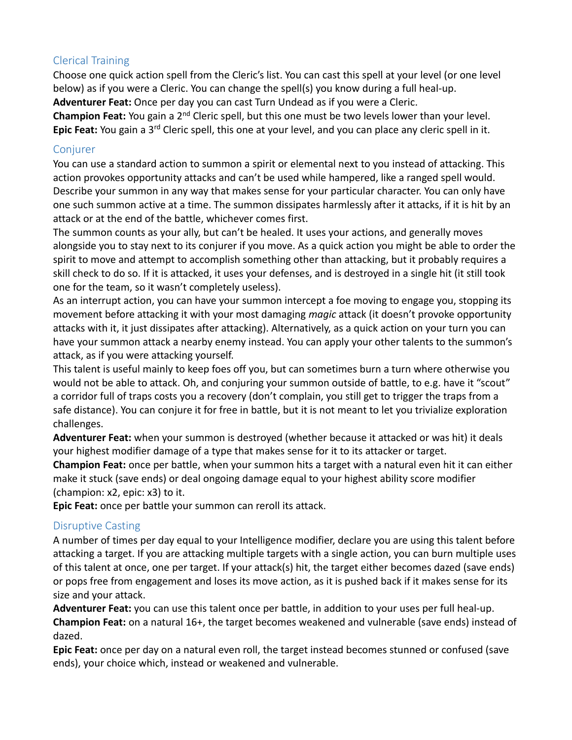## Clerical Training

Choose one quick action spell from the Cleric's list. You can cast this spell at your level (or one level below) as if you were a Cleric. You can change the spell(s) you know during a full heal-up.

**Adventurer Feat:** Once per day you can cast Turn Undead as if you were a Cleric.

**Champion Feat:** You gain a 2nd Cleric spell, but this one must be two levels lower than your level.

**Epic Feat:** You gain a 3rd Cleric spell, this one at your level, and you can place any cleric spell in it.

## Conjurer

You can use a standard action to summon a spirit or elemental next to you instead of attacking. This action provokes opportunity attacks and can't be used while hampered, like a ranged spell would. Describe your summon in any way that makes sense for your particular character. You can only have one such summon active at a time. The summon dissipates harmlessly after it attacks, if it is hit by an attack or at the end of the battle, whichever comes first.

The summon counts as your ally, but can't be healed. It uses your actions, and generally moves alongside you to stay next to its conjurer if you move. As a quick action you might be able to order the spirit to move and attempt to accomplish something other than attacking, but it probably requires a skill check to do so. If it is attacked, it uses your defenses, and is destroyed in a single hit (it still took one for the team, so it wasn't completely useless).

As an interrupt action, you can have your summon intercept a foe moving to engage you, stopping its movement before attacking it with your most damaging *magic* attack (it doesn't provoke opportunity attacks with it, it just dissipates after attacking). Alternatively, as a quick action on your turn you can have your summon attack a nearby enemy instead. You can apply your other talents to the summon's attack, as if you were attacking yourself.

This talent is useful mainly to keep foes off you, but can sometimes burn a turn where otherwise you would not be able to attack. Oh, and conjuring your summon outside of battle, to e.g. have it "scout" a corridor full of traps costs you a recovery (don't complain, you still get to trigger the traps from a safe distance). You can conjure it for free in battle, but it is not meant to let you trivialize exploration challenges.

**Adventurer Feat:** when your summon is destroyed (whether because it attacked or was hit) it deals your highest modifier damage of a type that makes sense for it to its attacker or target.

**Champion Feat:** once per battle, when your summon hits a target with a natural even hit it can either make it stuck (save ends) or deal ongoing damage equal to your highest ability score modifier (champion: x2, epic: x3) to it.

**Epic Feat:** once per battle your summon can reroll its attack.

## Disruptive Casting

A number of times per day equal to your Intelligence modifier, declare you are using this talent before attacking a target. If you are attacking multiple targets with a single action, you can burn multiple uses of this talent at once, one per target. If your attack(s) hit, the target either becomes dazed (save ends) or pops free from engagement and loses its move action, as it is pushed back if it makes sense for its size and your attack.

**Adventurer Feat:** you can use this talent once per battle, in addition to your uses per full heal-up.

**Champion Feat:** on a natural 16+, the target becomes weakened and vulnerable (save ends) instead of dazed.

**Epic Feat:** once per day on a natural even roll, the target instead becomes stunned or confused (save ends), your choice which, instead or weakened and vulnerable.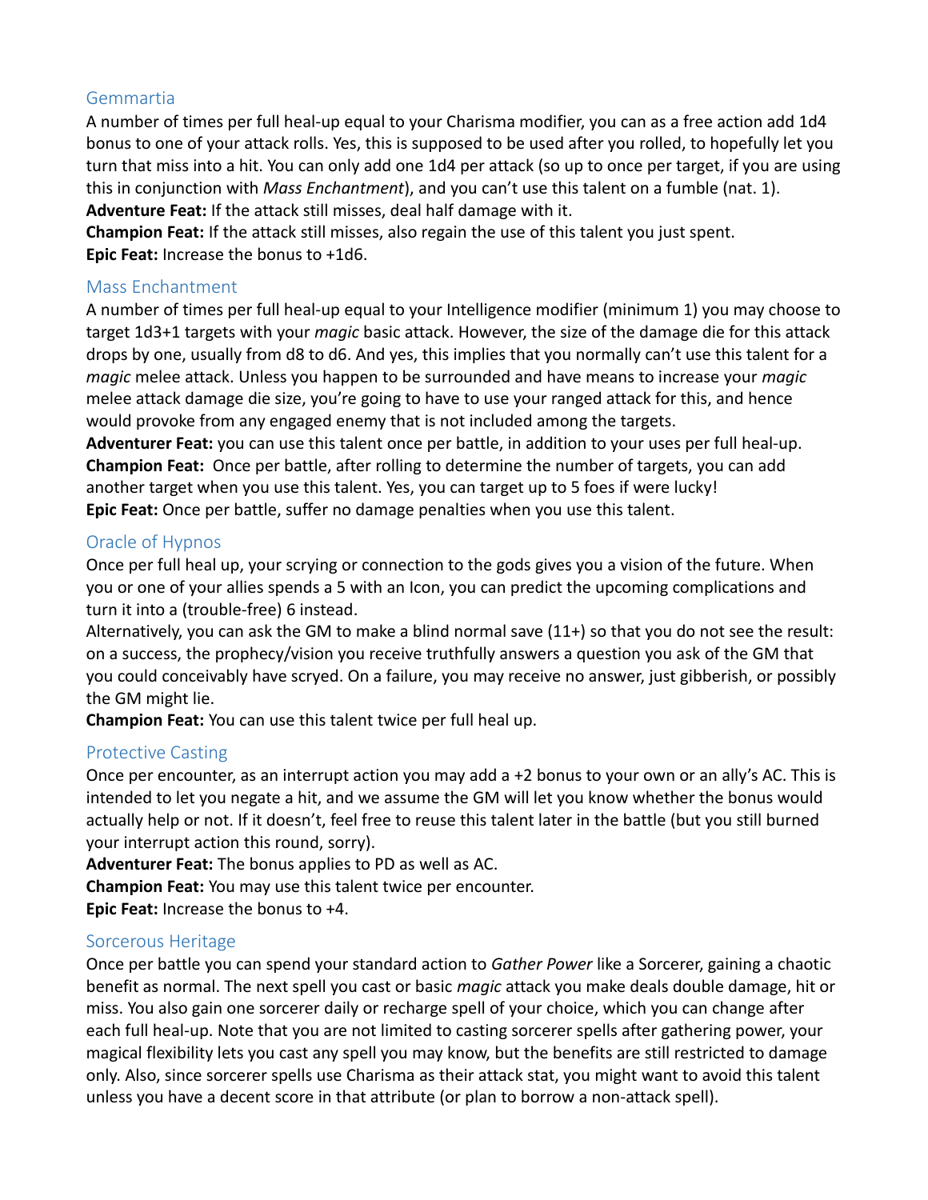### Gemmartia

A number of times per full heal-up equal to your Charisma modifier, you can as a free action add 1d4 bonus to one of your attack rolls. Yes, this is supposed to be used after you rolled, to hopefully let you turn that miss into a hit. You can only add one 1d4 per attack (so up to once per target, if you are using this in conjunction with *Mass Enchantment*), and you can't use this talent on a fumble (nat. 1).

**Adventure Feat:** If the attack still misses, deal half damage with it.

**Champion Feat:** If the attack still misses, also regain the use of this talent you just spent.

**Epic Feat:** Increase the bonus to +1d6.

### Mass Enchantment

A number of times per full heal-up equal to your Intelligence modifier (minimum 1) you may choose to target 1d3+1 targets with your *magic* basic attack. However, the size of the damage die for this attack drops by one, usually from d8 to d6. And yes, this implies that you normally can't use this talent for a *magic* melee attack. Unless you happen to be surrounded and have means to increase your *magic* melee attack damage die size, you're going to have to use your ranged attack for this, and hence would provoke from any engaged enemy that is not included among the targets.

**Adventurer Feat:** you can use this talent once per battle, in addition to your uses per full heal-up.

**Champion Feat:** Once per battle, after rolling to determine the number of targets, you can add another target when you use this talent. Yes, you can target up to 5 foes if were lucky!

**Epic Feat:** Once per battle, suffer no damage penalties when you use this talent.

### Oracle of Hypnos

Once per full heal up, your scrying or connection to the gods gives you a vision of the future. When you or one of your allies spends a 5 with an Icon, you can predict the upcoming complications and turn it into a (trouble-free) 6 instead.

Alternatively, you can ask the GM to make a blind normal save (11+) so that you do not see the result: on a success, the prophecy/vision you receive truthfully answers a question you ask of the GM that you could conceivably have scryed. On a failure, you may receive no answer, just gibberish, or possibly the GM might lie.

**Champion Feat:** You can use this talent twice per full heal up.

### Protective Casting

Once per encounter, as an interrupt action you may add a +2 bonus to your own or an ally's AC. This is intended to let you negate a hit, and we assume the GM will let you know whether the bonus would actually help or not. If it doesn't, feel free to reuse this talent later in the battle (but you still burned your interrupt action this round, sorry).

**Adventurer Feat:** The bonus applies to PD as well as AC.

**Champion Feat:** You may use this talent twice per encounter.

**Epic Feat:** Increase the bonus to +4.

### Sorcerous Heritage

Once per battle you can spend your standard action to *Gather Power* like a Sorcerer, gaining a chaotic benefit as normal. The next spell you cast or basic *magic* attack you make deals double damage, hit or miss. You also gain one sorcerer daily or recharge spell of your choice, which you can change after each full heal-up. Note that you are not limited to casting sorcerer spells after gathering power, your magical flexibility lets you cast any spell you may know, but the benefits are still restricted to damage only. Also, since sorcerer spells use Charisma as their attack stat, you might want to avoid this talent unless you have a decent score in that attribute (or plan to borrow a non-attack spell).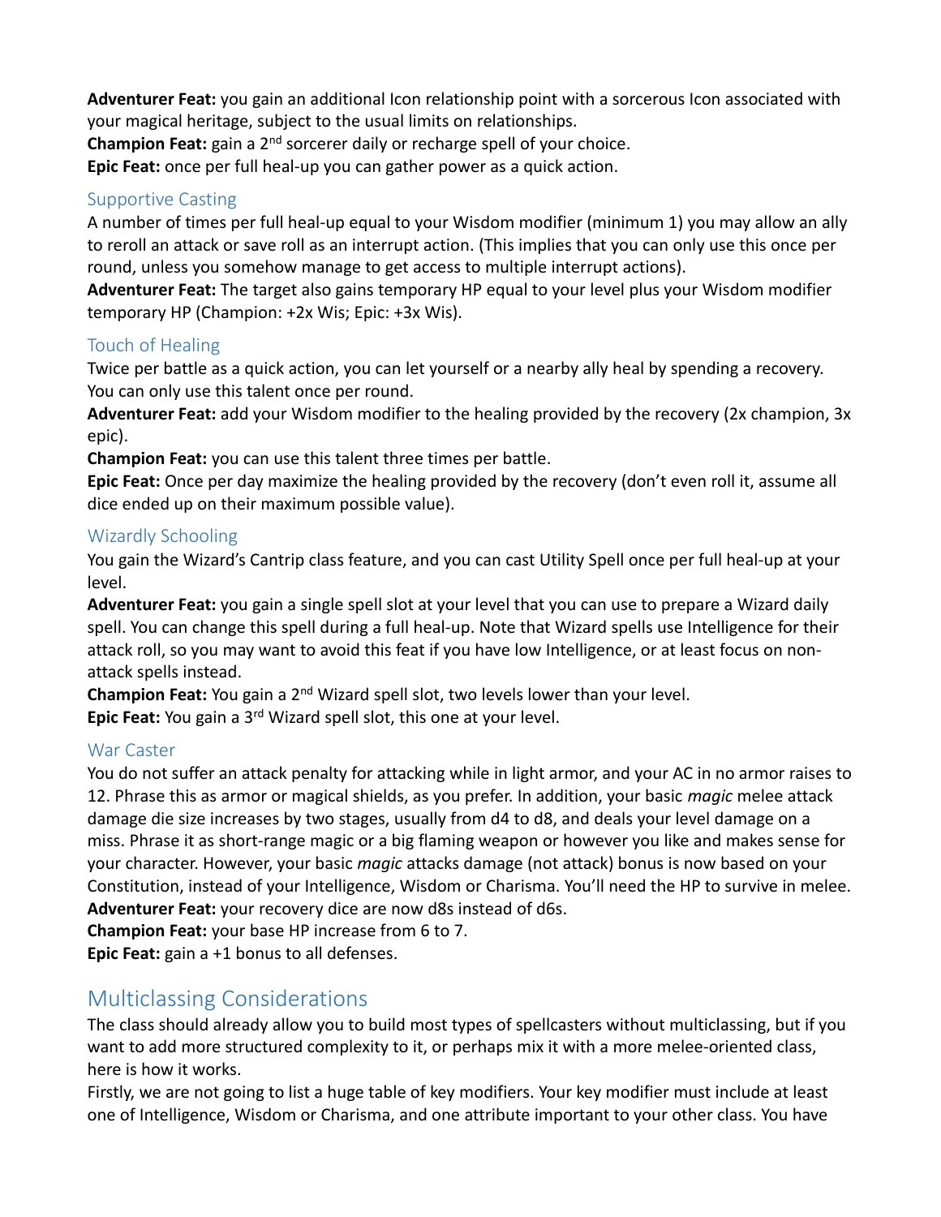**Adventurer Feat:** you gain an additional Icon relationship point with a sorcerous Icon associated with your magical heritage, subject to the usual limits on relationships.
**Champion Feat:** gain a 2nd sorcerer daily or recharge spell of your choice.
**Epic Feat:** once per full heal-up you can gather power as a quick action.

### Supportive Casting

A number of times per full heal-up equal to your Wisdom modifier (minimum 1) you may allow an ally to reroll an attack or save roll as an interrupt action. (This implies that you can only use this once per round, unless you somehow manage to get access to multiple interrupt actions).
**Adventurer Feat:** The target also gains temporary HP equal to your level plus your Wisdom modifier temporary HP (Champion: +2x Wis; Epic: +3x Wis).

### Touch of Healing

Twice per battle as a quick action, you can let yourself or a nearby ally heal by spending a recovery. You can only use this talent once per round.
**Adventurer Feat:** add your Wisdom modifier to the healing provided by the recovery (2x champion, 3x epic).
**Champion Feat:** you can use this talent three times per battle.
**Epic Feat:** Once per day maximize the healing provided by the recovery (don't even roll it, assume all dice ended up on their maximum possible value).

### Wizardly Schooling

You gain the Wizard's Cantrip class feature, and you can cast Utility Spell once per full heal-up at your level.
**Adventurer Feat:** you gain a single spell slot at your level that you can use to prepare a Wizard daily spell. You can change this spell during a full heal-up. Note that Wizard spells use Intelligence for their attack roll, so you may want to avoid this feat if you have low Intelligence, or at least focus on non-attack spells instead.
**Champion Feat:** You gain a 2nd Wizard spell slot, two levels lower than your level.
**Epic Feat:** You gain a 3rd Wizard spell slot, this one at your level.

### War Caster

You do not suffer an attack penalty for attacking while in light armor, and your AC in no armor raises to 12. Phrase this as armor or magical shields, as you prefer. In addition, your basic *magic* melee attack damage die size increases by two stages, usually from d4 to d8, and deals your level damage on a miss. Phrase it as short-range magic or a big flaming weapon or however you like and makes sense for your character. However, your basic *magic* attacks damage (not attack) bonus is now based on your Constitution, instead of your Intelligence, Wisdom or Charisma. You'll need the HP to survive in melee.
**Adventurer Feat:** your recovery dice are now d8s instead of d6s.
**Champion Feat:** your base HP increase from 6 to 7.
**Epic Feat:** gain a +1 bonus to all defenses.

## Multiclassing Considerations

The class should already allow you to build most types of spellcasters without multiclassing, but if you want to add more structured complexity to it, or perhaps mix it with a more melee-oriented class, here is how it works.
Firstly, we are not going to list a huge table of key modifiers. Your key modifier must include at least one of Intelligence, Wisdom or Charisma, and one attribute important to your other class. You have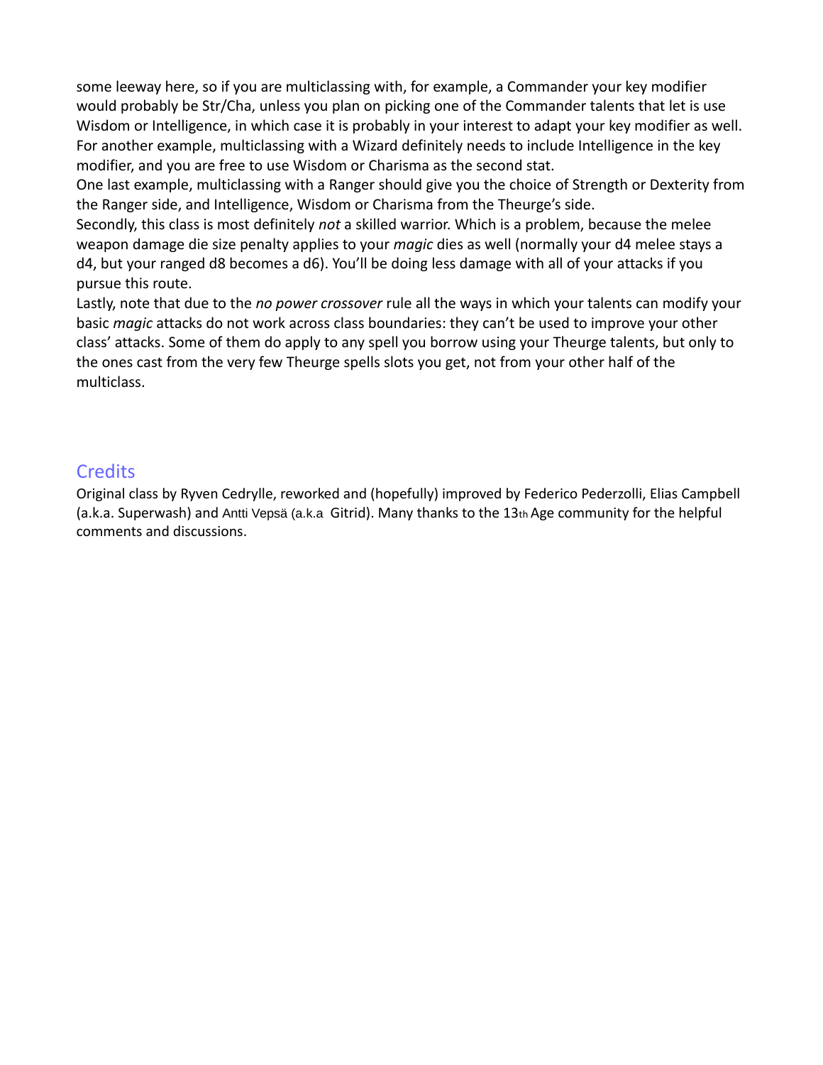some leeway here, so if you are multiclassing with, for example, a Commander your key modifier would probably be Str/Cha, unless you plan on picking one of the Commander talents that let is use Wisdom or Intelligence, in which case it is probably in your interest to adapt your key modifier as well. For another example, multiclassing with a Wizard definitely needs to include Intelligence in the key modifier, and you are free to use Wisdom or Charisma as the second stat.
One last example, multiclassing with a Ranger should give you the choice of Strength or Dexterity from the Ranger side, and Intelligence, Wisdom or Charisma from the Theurge's side.
Secondly, this class is most definitely *not* a skilled warrior. Which is a problem, because the melee weapon damage die size penalty applies to your *magic* dies as well (normally your d4 melee stays a d4, but your ranged d8 becomes a d6). You'll be doing less damage with all of your attacks if you pursue this route.
Lastly, note that due to the *no power crossover* rule all the ways in which your talents can modify your basic *magic* attacks do not work across class boundaries: they can't be used to improve your other class' attacks. Some of them do apply to any spell you borrow using your Theurge talents, but only to the ones cast from the very few Theurge spells slots you get, not from your other half of the multiclass.

## Credits

Original class by Ryven Cedrylle, reworked and (hopefully) improved by Federico Pederzolli, Elias Campbell (a.k.a. Superwash) and Antti Vepsä (a.k.a Gitrid). Many thanks to the 13th Age community for the helpful comments and discussions.